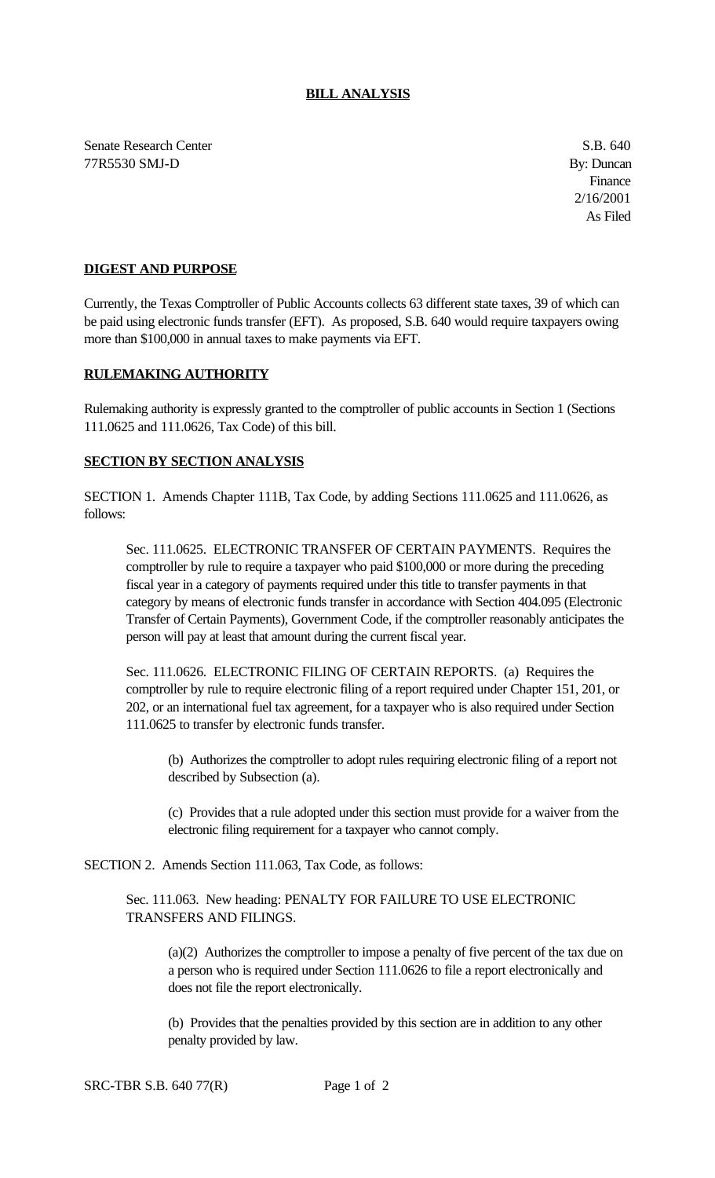**BILL ANALYSIS**

Senate Research Center
77R5530 SMJ-D

S.B. 640
By: Duncan
Finance
2/16/2001
As Filed

**DIGEST AND PURPOSE**

Currently, the Texas Comptroller of Public Accounts collects 63 different state taxes, 39 of which can be paid using electronic funds transfer (EFT). As proposed, S.B. 640 would require taxpayers owing more than $100,000 in annual taxes to make payments via EFT.

**RULEMAKING AUTHORITY**

Rulemaking authority is expressly granted to the comptroller of public accounts in Section 1 (Sections 111.0625 and 111.0626, Tax Code) of this bill.

**SECTION BY SECTION ANALYSIS**

SECTION 1. Amends Chapter 111B, Tax Code, by adding Sections 111.0625 and 111.0626, as follows:

Sec. 111.0625. ELECTRONIC TRANSFER OF CERTAIN PAYMENTS. Requires the comptroller by rule to require a taxpayer who paid $100,000 or more during the preceding fiscal year in a category of payments required under this title to transfer payments in that category by means of electronic funds transfer in accordance with Section 404.095 (Electronic Transfer of Certain Payments), Government Code, if the comptroller reasonably anticipates the person will pay at least that amount during the current fiscal year.

Sec. 111.0626. ELECTRONIC FILING OF CERTAIN REPORTS. (a) Requires the comptroller by rule to require electronic filing of a report required under Chapter 151, 201, or 202, or an international fuel tax agreement, for a taxpayer who is also required under Section 111.0625 to transfer by electronic funds transfer.

(b) Authorizes the comptroller to adopt rules requiring electronic filing of a report not described by Subsection (a).

(c) Provides that a rule adopted under this section must provide for a waiver from the electronic filing requirement for a taxpayer who cannot comply.

SECTION 2. Amends Section 111.063, Tax Code, as follows:

Sec. 111.063. New heading: PENALTY FOR FAILURE TO USE ELECTRONIC TRANSFERS AND FILINGS.

(a)(2) Authorizes the comptroller to impose a penalty of five percent of the tax due on a person who is required under Section 111.0626 to file a report electronically and does not file the report electronically.

(b) Provides that the penalties provided by this section are in addition to any other penalty provided by law.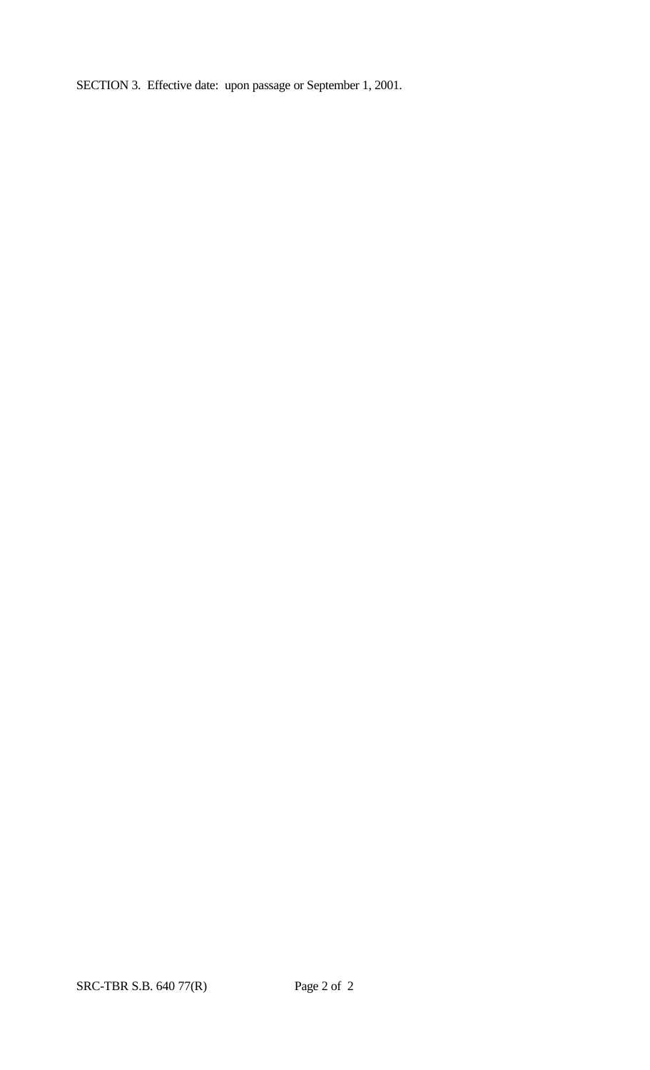SECTION 3. Effective date: upon passage or September 1, 2001.